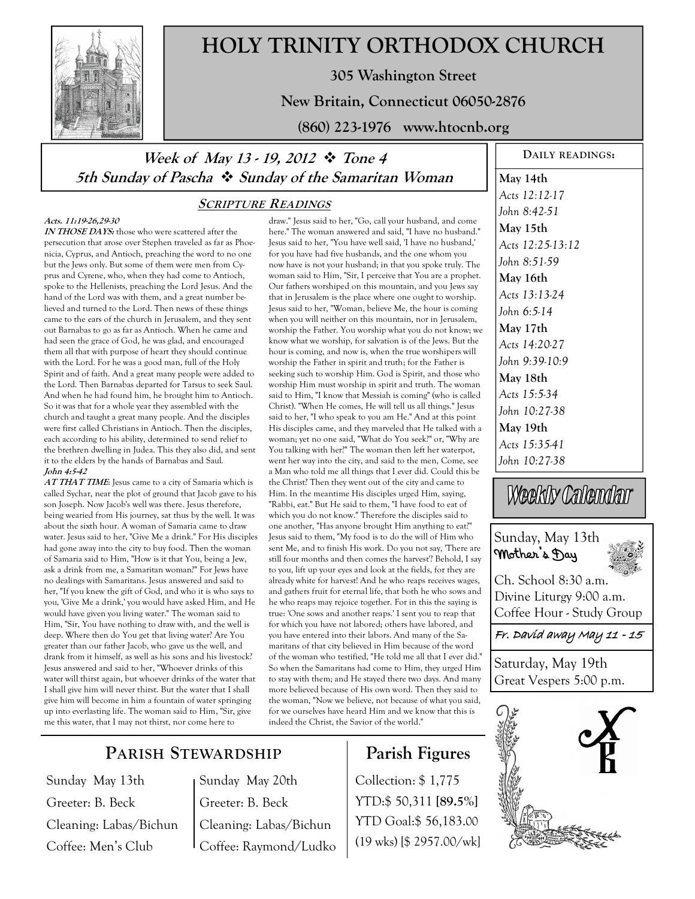# HOLY TRINITY ORTHODOX CHURCH

**305 Washington Street**

**New Britain, Connecticut 06050-2876**

**(860) 223-1976 www.htocnb.org**

## *Week of May 13 - 19, 2012 ❖ Tone 4*
## *5th Sunday of Pascha ❖ Sunday of the Samaritan Woman*

### SCRIPTURE READINGS

***Acts. 11:19-26,29-30***

***IN THOSE DAYS:*** those who were scattered after the persecution that arose over Stephen traveled as far as Phoenicia, Cyprus, and Antioch, preaching the word to no one but the Jews only. But some of them were men from Cyprus and Cyrene, who, when they had come to Antioch, spoke to the Hellenists, preaching the Lord Jesus. And the hand of the Lord was with them, and a great number believed and turned to the Lord. Then news of these things came to the ears of the church in Jerusalem, and they sent out Barnabas to go as far as Antioch. When he came and had seen the grace of God, he was glad, and encouraged them all that with purpose of heart they should continue with the Lord. For he was a good man, full of the Holy Spirit and of faith. And a great many people were added to the Lord. Then Barnabas departed for Tarsus to seek Saul. And when he had found him, he brought him to Antioch. So it was that for a whole year they assembled with the church and taught a great many people. And the disciples were first called Christians in Antioch. Then the disciples, each according to his ability, determined to send relief to the brethren dwelling in Judea. This they also did, and sent it to the elders by the hands of Barnabas and Saul.

***John 4:5-42***

***AT THAT TIME***: Jesus came to a city of Samaria which is called Sychar, near the plot of ground that Jacob gave to his son Joseph. Now Jacob's well was there. Jesus therefore, being wearied from His journey, sat thus by the well. It was about the sixth hour. A woman of Samaria came to draw water. Jesus said to her, "Give Me a drink." For His disciples had gone away into the city to buy food. Then the woman of Samaria said to Him, "How is it that You, being a Jew, ask a drink from me, a Samaritan woman?" For Jews have no dealings with Samaritans. Jesus answered and said to her, "If you knew the gift of God, and who it is who says to you, 'Give Me a drink,' you would have asked Him, and He would have given you living water." The woman said to Him, "Sir, You have nothing to draw with, and the well is deep. Where then do You get that living water? Are You greater than our father Jacob, who gave us the well, and drank from it himself, as well as his sons and his livestock? Jesus answered and said to her, "Whoever drinks of this water will thirst again, but whoever drinks of the water that I shall give him will never thirst. But the water that I shall give him will become in him a fountain of water springing up into everlasting life. The woman said to Him, "Sir, give me this water, that I may not thirst, nor come here to draw." Jesus said to her, "Go, call your husband, and come here." The woman answered and said, "I have no husband." Jesus said to her, "You have well said, 'I have no husband,' for you have had five husbands, and the one whom you now have is not your husband; in that you spoke truly. The woman said to Him, "Sir, I perceive that You are a prophet. Our fathers worshiped on this mountain, and you Jews say that in Jerusalem is the place where one ought to worship. Jesus said to her, "Woman, believe Me, the hour is coming when you will neither on this mountain, nor in Jerusalem, worship the Father. You worship what you do not know; we know what we worship, for salvation is of the Jews. But the hour is coming, and now is, when the true worshipers will worship the Father in spirit and truth; for the Father is seeking such to worship Him. God is Spirit, and those who worship Him must worship in spirit and truth. The woman said to Him, "I know that Messiah is coming" (who is called Christ). "When He comes, He will tell us all things." Jesus said to her, "I who speak to you am He." And at this point His disciples came, and they marveled that He talked with a woman; yet no one said, "What do You seek?" or, "Why are You talking with her?" The woman then left her waterpot, went her way into the city, and said to the men, Come, see a Man who told me all things that I ever did. Could this be the Christ? Then they went out of the city and came to Him. In the meantime His disciples urged Him, saying, "Rabbi, eat." But He said to them, "I have food to eat of which you do not know." Therefore the disciples said to one another, "Has anyone brought Him anything to eat?" Jesus said to them, "My food is to do the will of Him who sent Me, and to finish His work. Do you not say, 'There are still four months and then comes the harvest'? Behold, I say to you, lift up your eyes and look at the fields, for they are already white for harvest! And he who reaps receives wages, and gathers fruit for eternal life, that both he who sows and he who reaps may rejoice together. For in this the saying is true: 'One sows and another reaps.' I sent you to reap that for which you have not labored; others have labored, and you have entered into their labors. And many of the Samaritans of that city believed in Him because of the word of the woman who testified, "He told me all that I ever did." So when the Samaritans had come to Him, they urged Him to stay with them; and He stayed there two days. And many more believed because of His own word. Then they said to the woman, "Now we believe, not because of what you said, for we ourselves have heard Him and we know that this is indeed the Christ, the Savior of the world."

### DAILY READINGS:

**May 14th**
*Acts 12:12-17*
*John 8:42-51*

**May 15th**
*Acts 12:25-13:12*
*John 8:51-59*

**May 16th**
*Acts 13:13-24*
*John 6:5-14*

**May 17th**
*Acts 14:20-27*
*John 9:39-10:9*

**May 18th**
*Acts 15:5-34*
*John 10:27-38*

**May 19th**
*Acts 15:35-41*
*John 10:27-38*

### Weekly Calendar

Sunday, May 13th
Mother's Day

Ch. School 8:30 a.m.
Divine Liturgy 9:00 a.m.
Coffee Hour - Study Group

*Fr. David away May 11 - 15*

Saturday, May 19th
Great Vespers 5:00 p.m.

## PARISH STEWARDSHIP

| Sunday May 13th | Sunday May 20th |
|---|---|
| Greeter: B. Beck | Greeter: B. Beck |
| Cleaning: Labas/Bichun | Cleaning: Labas/Bichun |
| Coffee: Men's Club | Coffee: Raymond/Ludko |

## Parish Figures

Collection: $ 1,775
YTD:$ 50,311 **[89.5%]**
YTD Goal:$ 56,183.00
(19 wks) [$ 2957.00/wk]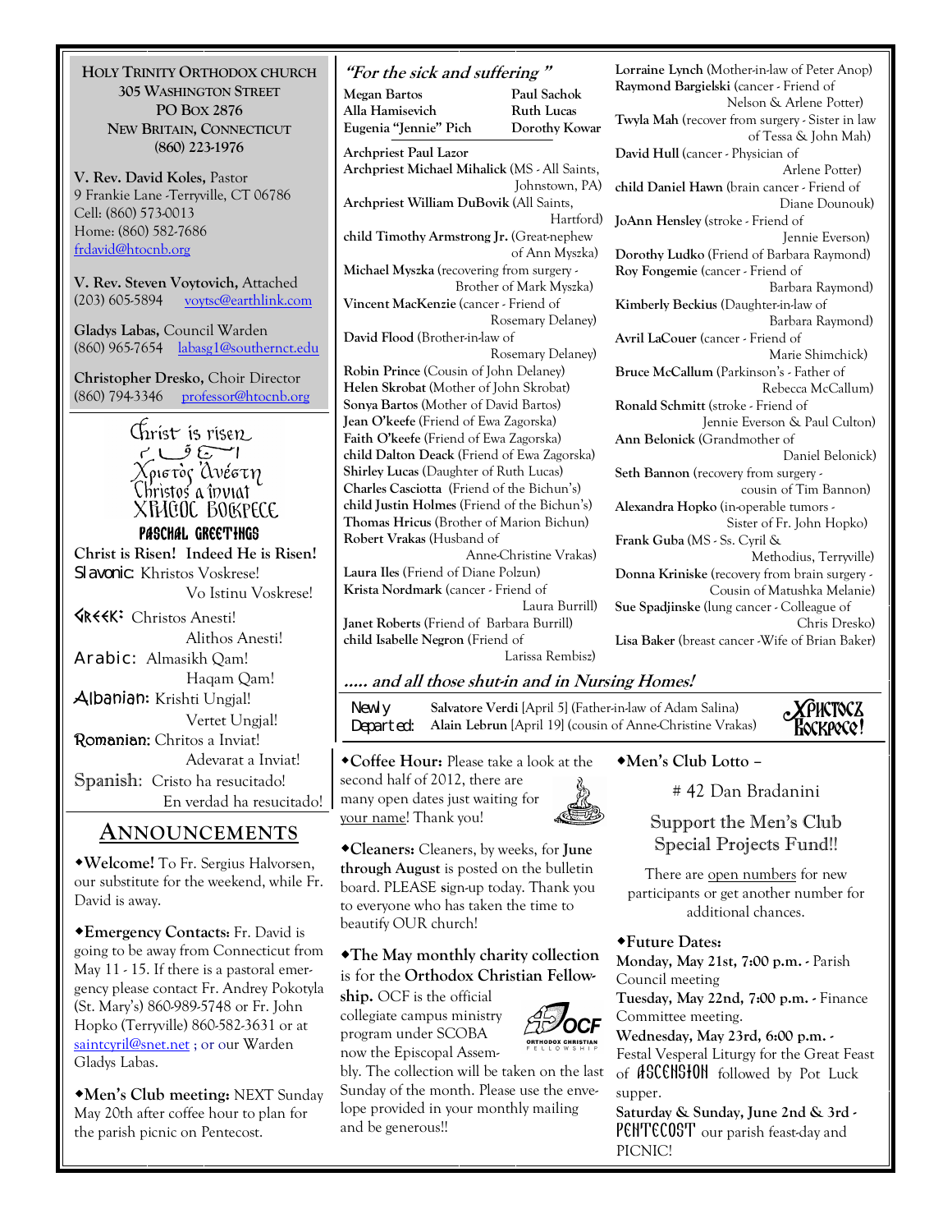**HOLY TRINITY ORTHODOX CHURCH**
**305 WASHINGTON STREET**
**PO BOX 2876**
**NEW BRITAIN, CONNECTICUT**
**(860) 223-1976**

**V. Rev. David Koles,** Pastor
9 Frankie Lane -Terryville, CT 06786
Cell: (860) 573-0013
Home: (860) 582-7686
frdavid@htocnb.org

**V. Rev. Steven Voytovich,** Attached
(203) 605-5894 voytsc@earthlink.com

**Gladys Labas,** Council Warden
(860) 965-7654 labasg1@southernct.edu

**Christopher Dresko,** Choir Director
(860) 794-3346 professor@htocnb.org

Christ is risen
Χριστὸς ἀνέστη
Christos a inviat
ХРИСОС ВОСКРЕСЕ

**PASCHAL GREETINGS**

**Christ is Risen! Indeed He is Risen!**

Slavonic: Khristos Voskrese! Vo Istinu Voskrese!

Greek: Christos Anesti! Alithos Anesti!

Arabic: Almasikh Qam! Haqam Qam!

Albanian: Krishti Ungjal! Vertet Ungjal!

Romanian: Christos a Inviat! Adevarat a Inviat!

Spanish: Cristo ha resucitado! En verdad ha resucitado!

## ANNOUNCEMENTS

◆**Welcome!** To Fr. Sergius Halvorsen, our substitute for the weekend, while Fr. David is away.

◆**Emergency Contacts:** Fr. David is going to be away from Connecticut from May 11 - 15. If there is a pastoral emergency please contact Fr. Andrey Pokotyla (St. Mary's) 860-989-5748 or Fr. John Hopko (Terryville) 860-582-3631 or at saintcyril@snet.net ; or our Warden Gladys Labas.

◆**Men's Club meeting:** NEXT Sunday May 20th after coffee hour to plan for the parish picnic on Pentecost.

### *"For the sick and suffering"*

**Megan Bartos**
**Alla Hamisevich**
**Eugenia "Jennie" Pich**
**Paul Sachok**
**Ruth Lucas**
**Dorothy Kowar**

**Archpriest Paul Lazor**
**Archpriest Michael Mihalick** (MS - All Saints, Johnstown, PA)
**Archpriest William DuBovik** (All Saints, Hartford)
**child Timothy Armstrong Jr.** (Great-nephew of Ann Myszka)
**Michael Myszka** (recovering from surgery - Brother of Mark Myszka)
**Vincent MacKenzie** (cancer - Friend of Rosemary Delaney)
**David Flood** (Brother-in-law of Rosemary Delaney)
**Robin Prince** (Cousin of John Delaney)
**Helen Skrobat** (Mother of John Skrobat)
**Sonya Bartos** (Mother of David Bartos)
**Jean O'keefe** (Friend of Ewa Zagorska)
**Faith O'keefe** (Friend of Ewa Zagorska)
**child Dalton Deack** (Friend of Ewa Zagorska)
**Shirley Lucas** (Daughter of Ruth Lucas)
**Charles Casciotta** (Friend of the Bichun's)
**child Justin Holmes** (Friend of the Bichun's)
**Thomas Hricus** (Brother of Marion Bichun)
**Robert Vrakas** (Husband of Anne-Christine Vrakas)
**Laura Iles** (Friend of Diane Polzun)
**Krista Nordmark** (cancer - Friend of Laura Burrill)
**Janet Roberts** (Friend of Barbara Burrill)
**child Isabelle Negron** (Friend of Larissa Rembisz)
**Lorraine Lynch** (Mother-in-law of Peter Anop)
**Raymond Bargielski** (cancer - Friend of Nelson & Arlene Potter)
**Twyla Mah** (recover from surgery - Sister in law of Tessa & John Mah)
**David Hull** (cancer - Physician of Arlene Potter)
**child Daniel Hawn** (brain cancer - Friend of Diane Dounouk)
**JoAnn Hensley** (stroke - Friend of Jennie Everson)
**Dorothy Ludko** (Friend of Barbara Raymond)
**Roy Fongemie** (cancer - Friend of Barbara Raymond)
**Kimberly Beckius** (Daughter-in-law of Barbara Raymond)
**Avril LaCouer** (cancer - Friend of Marie Shimchick)
**Bruce McCallum** (Parkinson's - Father of Rebecca McCallum)
**Ronald Schmitt** (stroke - Friend of Jennie Everson & Paul Culton)
**Ann Belonick** (Grandmother of Daniel Belonick)
**Seth Bannon** (recovery from surgery - cousin of Tim Bannon)
**Alexandra Hopko** (in-operable tumors - Sister of Fr. John Hopko)
**Frank Guba** (MS - Ss. Cyril & Methodius, Terryville)
**Donna Kriniske** (recovery from brain surgery - Cousin of Matushka Melanie)
**Sue Spadjinske** (lung cancer - Colleague of Chris Dresko)
**Lisa Baker** (breast cancer -Wife of Brian Baker)

***..... and all those shut-in and in Nursing Homes!***

Newly Departed: **Salvatore Verdi** [April 5] (Father-in-law of Adam Salina)
**Alain Lebrun** [April 19] (cousin of Anne-Christine Vrakas)

ХРИСТОС ВОСКРЕСЕ!

◆**Coffee Hour:** Please take a look at the second half of 2012, there are many open dates just waiting for your name! Thank you!

◆**Cleaners:** Cleaners, by weeks, for **June through August** is posted on the bulletin board. PLEASE sign-up today. Thank you to everyone who has taken the time to beautify OUR church!

◆**The May monthly charity collection** is for the **Orthodox Christian Fellowship.** OCF is the official collegiate campus ministry program under SCOBA now the Episcopal Assembly. The collection will be taken on the last Sunday of the month. Please use the envelope provided in your monthly mailing and be generous!!

◆**Men's Club Lotto –**

\# 42 Dan Bradanini

Support the Men's Club Special Projects Fund!!

There are open numbers for new participants or get another number for additional chances.

◆**Future Dates:**

**Monday, May 21st, 7:00 p.m. -** Parish Council meeting

**Tuesday, May 22nd, 7:00 p.m. -** Finance Committee meeting.

**Wednesday, May 23rd, 6:00 p.m. -** Festal Vesperal Liturgy for the Great Feast of ASCENSION followed by Pot Luck supper.

**Saturday & Sunday, June 2nd & 3rd -** PENTECOST our parish feast-day and PICNIC!